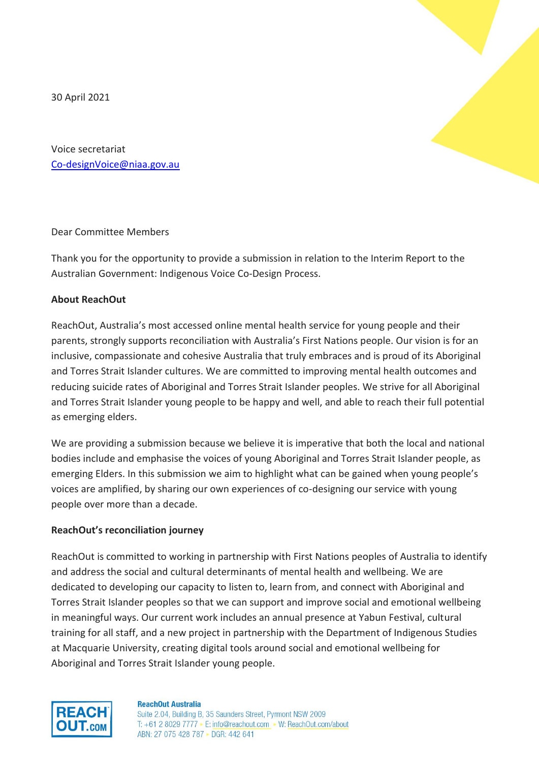30 April 2021

Voice secretariat
Co-designVoice@niaa.gov.au

Dear Committee Members

Thank you for the opportunity to provide a submission in relation to the Interim Report to the Australian Government: Indigenous Voice Co-Design Process.

**About ReachOut**

ReachOut, Australia's most accessed online mental health service for young people and their parents, strongly supports reconciliation with Australia's First Nations people. Our vision is for an inclusive, compassionate and cohesive Australia that truly embraces and is proud of its Aboriginal and Torres Strait Islander cultures. We are committed to improving mental health outcomes and reducing suicide rates of Aboriginal and Torres Strait Islander peoples. We strive for all Aboriginal and Torres Strait Islander young people to be happy and well, and able to reach their full potential as emerging elders.

We are providing a submission because we believe it is imperative that both the local and national bodies include and emphasise the voices of young Aboriginal and Torres Strait Islander people, as emerging Elders. In this submission we aim to highlight what can be gained when young people's voices are amplified, by sharing our own experiences of co-designing our service with young people over more than a decade.

**ReachOut's reconciliation journey**

ReachOut is committed to working in partnership with First Nations peoples of Australia to identify and address the social and cultural determinants of mental health and wellbeing. We are dedicated to developing our capacity to listen to, learn from, and connect with Aboriginal and Torres Strait Islander peoples so that we can support and improve social and emotional wellbeing in meaningful ways. Our current work includes an annual presence at Yabun Festival, cultural training for all staff, and a new project in partnership with the Department of Indigenous Studies at Macquarie University, creating digital tools around social and emotional wellbeing for Aboriginal and Torres Strait Islander young people.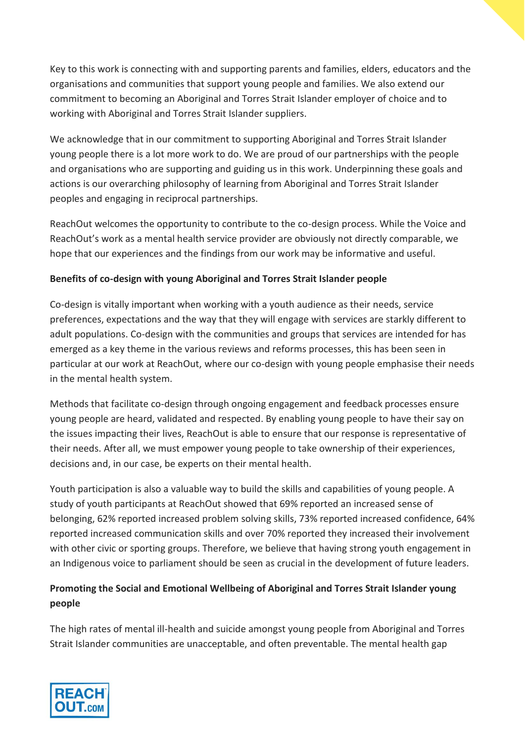Key to this work is connecting with and supporting parents and families, elders, educators and the organisations and communities that support young people and families. We also extend our commitment to becoming an Aboriginal and Torres Strait Islander employer of choice and to working with Aboriginal and Torres Strait Islander suppliers.

We acknowledge that in our commitment to supporting Aboriginal and Torres Strait Islander young people there is a lot more work to do. We are proud of our partnerships with the people and organisations who are supporting and guiding us in this work. Underpinning these goals and actions is our overarching philosophy of learning from Aboriginal and Torres Strait Islander peoples and engaging in reciprocal partnerships.

ReachOut welcomes the opportunity to contribute to the co-design process. While the Voice and ReachOut's work as a mental health service provider are obviously not directly comparable, we hope that our experiences and the findings from our work may be informative and useful.

**Benefits of co-design with young Aboriginal and Torres Strait Islander people**

Co-design is vitally important when working with a youth audience as their needs, service preferences, expectations and the way that they will engage with services are starkly different to adult populations. Co-design with the communities and groups that services are intended for has emerged as a key theme in the various reviews and reforms processes, this has been seen in particular at our work at ReachOut, where our co-design with young people emphasise their needs in the mental health system.

Methods that facilitate co-design through ongoing engagement and feedback processes ensure young people are heard, validated and respected. By enabling young people to have their say on the issues impacting their lives, ReachOut is able to ensure that our response is representative of their needs. After all, we must empower young people to take ownership of their experiences, decisions and, in our case, be experts on their mental health.

Youth participation is also a valuable way to build the skills and capabilities of young people. A study of youth participants at ReachOut showed that 69% reported an increased sense of belonging, 62% reported increased problem solving skills, 73% reported increased confidence, 64% reported increased communication skills and over 70% reported they increased their involvement with other civic or sporting groups. Therefore, we believe that having strong youth engagement in an Indigenous voice to parliament should be seen as crucial in the development of future leaders.

**Promoting the Social and Emotional Wellbeing of Aboriginal and Torres Strait Islander young people**

The high rates of mental ill-health and suicide amongst young people from Aboriginal and Torres Strait Islander communities are unacceptable, and often preventable. The mental health gap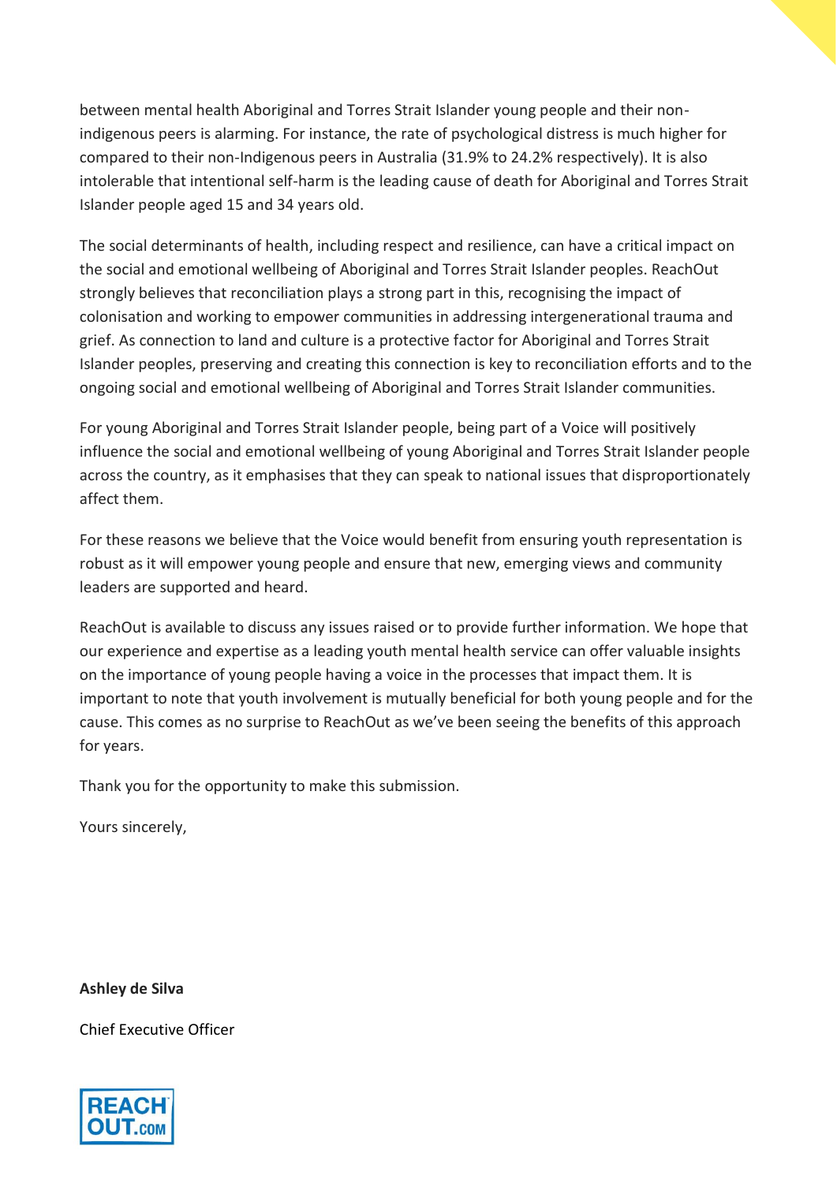between mental health Aboriginal and Torres Strait Islander young people and their non-indigenous peers is alarming. For instance, the rate of psychological distress is much higher for compared to their non-Indigenous peers in Australia (31.9% to 24.2% respectively). It is also intolerable that intentional self-harm is the leading cause of death for Aboriginal and Torres Strait Islander people aged 15 and 34 years old.

The social determinants of health, including respect and resilience, can have a critical impact on the social and emotional wellbeing of Aboriginal and Torres Strait Islander peoples. ReachOut strongly believes that reconciliation plays a strong part in this, recognising the impact of colonisation and working to empower communities in addressing intergenerational trauma and grief. As connection to land and culture is a protective factor for Aboriginal and Torres Strait Islander peoples, preserving and creating this connection is key to reconciliation efforts and to the ongoing social and emotional wellbeing of Aboriginal and Torres Strait Islander communities.

For young Aboriginal and Torres Strait Islander people, being part of a Voice will positively influence the social and emotional wellbeing of young Aboriginal and Torres Strait Islander people across the country, as it emphasises that they can speak to national issues that disproportionately affect them.

For these reasons we believe that the Voice would benefit from ensuring youth representation is robust as it will empower young people and ensure that new, emerging views and community leaders are supported and heard.

ReachOut is available to discuss any issues raised or to provide further information. We hope that our experience and expertise as a leading youth mental health service can offer valuable insights on the importance of young people having a voice in the processes that impact them. It is important to note that youth involvement is mutually beneficial for both young people and for the cause. This comes as no surprise to ReachOut as we've been seeing the benefits of this approach for years.

Thank you for the opportunity to make this submission.

Yours sincerely,

**Ashley de Silva**

Chief Executive Officer

REACH OUT.COM